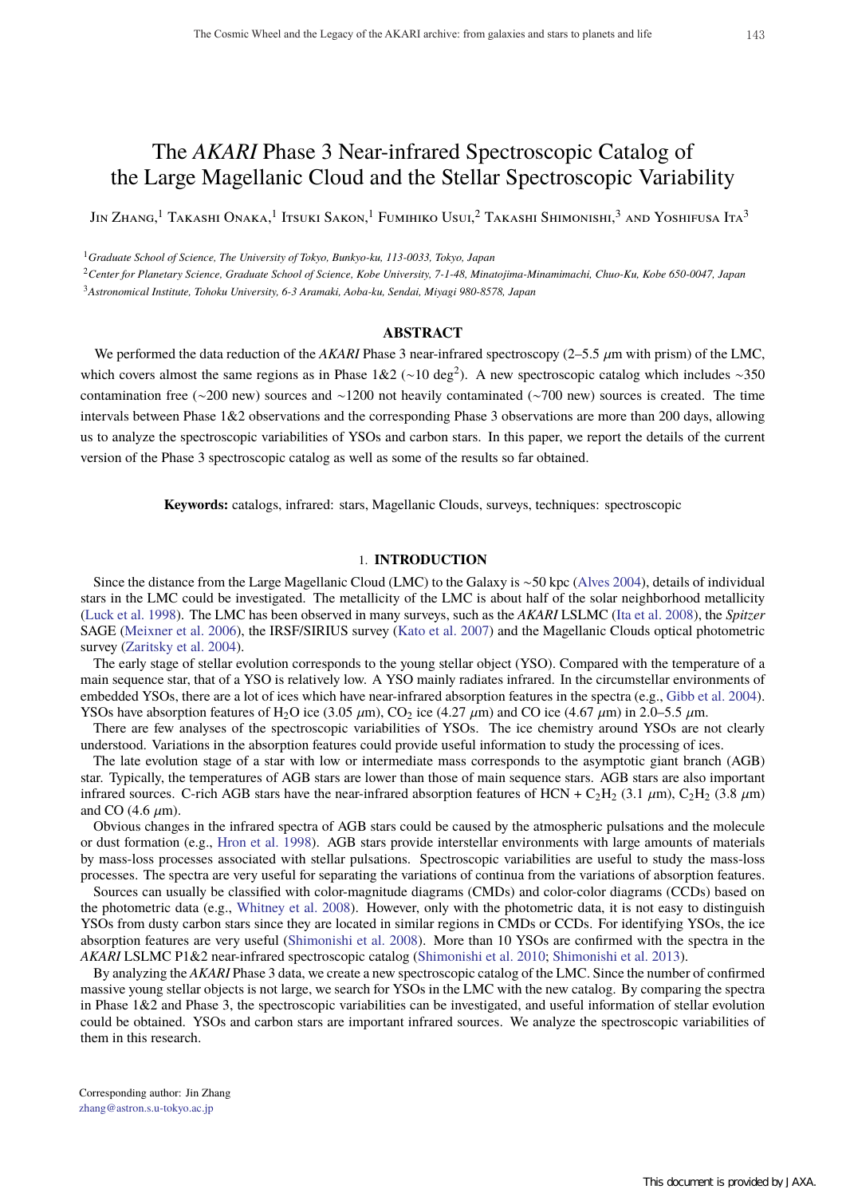# The *AKARI* Phase 3 Near-infrared Spectroscopic Catalog of the Large Magellanic Cloud and the Stellar Spectroscopic Variability

Jin Zhang,[1] Takashi Onaka,[1] Itsuki Sakon,[1] Fumihiko Usui,[2] Takashi Shimonishi,[3] and Yoshifusa Ita[3]

[1] *Graduate School of Science, The University of Tokyo, Bunkyo-ku, 113-0033, Tokyo, Japan*

[2] *Center for Planetary Science, Graduate School of Science, Kobe University, 7-1-48, Minatojima-Minamimachi, Chuo-Ku, Kobe 650-0047, Japan*

[3] *Astronomical Institute, Tohoku University, 6-3 Aramaki, Aoba-ku, Sendai, Miyagi 980-8578, Japan*

## ABSTRACT

We performed the data reduction of the *AKARI* Phase 3 near-infrared spectroscopy (2–5.5 $\mu$m with prism) of the LMC, which covers almost the same regions as in Phase 1&2 (~10 deg$^2$). A new spectroscopic catalog which includes ~350 contamination free (~200 new) sources and ~1200 not heavily contaminated (~700 new) sources is created. The time intervals between Phase 1&2 observations and the corresponding Phase 3 observations are more than 200 days, allowing us to analyze the spectroscopic variabilities of YSOs and carbon stars. In this paper, we report the details of the current version of the Phase 3 spectroscopic catalog as well as some of the results so far obtained.

**Keywords:** catalogs, infrared: stars, Magellanic Clouds, surveys, techniques: spectroscopic

## 1. INTRODUCTION

Since the distance from the Large Magellanic Cloud (LMC) to the Galaxy is ~50 kpc (Alves 2004), details of individual stars in the LMC could be investigated. The metallicity of the LMC is about half of the solar neighborhood metallicity (Luck et al. 1998). The LMC has been observed in many surveys, such as the *AKARI* LSLMC (Ita et al. 2008), the *Spitzer* SAGE (Meixner et al. 2006), the IRSF/SIRIUS survey (Kato et al. 2007) and the Magellanic Clouds optical photometric survey (Zaritsky et al. 2004).

The early stage of stellar evolution corresponds to the young stellar object (YSO). Compared with the temperature of a main sequence star, that of a YSO is relatively low. A YSO mainly radiates infrared. In the circumstellar environments of embedded YSOs, there are a lot of ices which have near-infrared absorption features in the spectra (e.g., Gibb et al. 2004). YSOs have absorption features of $H_2O$ ice (3.05 $\mu$m), $CO_2$ ice (4.27 $\mu$m) and CO ice (4.67 $\mu$m) in 2.0–5.5 $\mu$m.

There are few analyses of the spectroscopic variabilities of YSOs. The ice chemistry around YSOs are not clearly understood. Variations in the absorption features could provide useful information to study the processing of ices.

The late evolution stage of a star with low or intermediate mass corresponds to the asymptotic giant branch (AGB) star. Typically, the temperatures of AGB stars are lower than those of main sequence stars. AGB stars are also important infrared sources. C-rich AGB stars have the near-infrared absorption features of HCN + $C_2H_2$ (3.1 $\mu$m), $C_2H_2$ (3.8 $\mu$m) and CO (4.6 $\mu$m).

Obvious changes in the infrared spectra of AGB stars could be caused by the atmospheric pulsations and the molecule or dust formation (e.g., Hron et al. 1998). AGB stars provide interstellar environments with large amounts of materials by mass-loss processes associated with stellar pulsations. Spectroscopic variabilities are useful to study the mass-loss processes. The spectra are very useful for separating the variations of continua from the variations of absorption features.

Sources can usually be classified with color-magnitude diagrams (CMDs) and color-color diagrams (CCDs) based on the photometric data (e.g., Whitney et al. 2008). However, only with the photometric data, it is not easy to distinguish YSOs from dusty carbon stars since they are located in similar regions in CMDs or CCDs. For identifying YSOs, the ice absorption features are very useful (Shimonishi et al. 2008). More than 10 YSOs are confirmed with the spectra in the *AKARI* LSLMC P1&2 near-infrared spectroscopic catalog (Shimonishi et al. 2010; Shimonishi et al. 2013).

By analyzing the *AKARI* Phase 3 data, we create a new spectroscopic catalog of the LMC. Since the number of confirmed massive young stellar objects is not large, we search for YSOs in the LMC with the new catalog. By comparing the spectra in Phase 1&2 and Phase 3, the spectroscopic variabilities can be investigated, and useful information of stellar evolution could be obtained. YSOs and carbon stars are important infrared sources. We analyze the spectroscopic variabilities of them in this research.

Corresponding author: Jin Zhang
zhang@astron.s.u-tokyo.ac.jp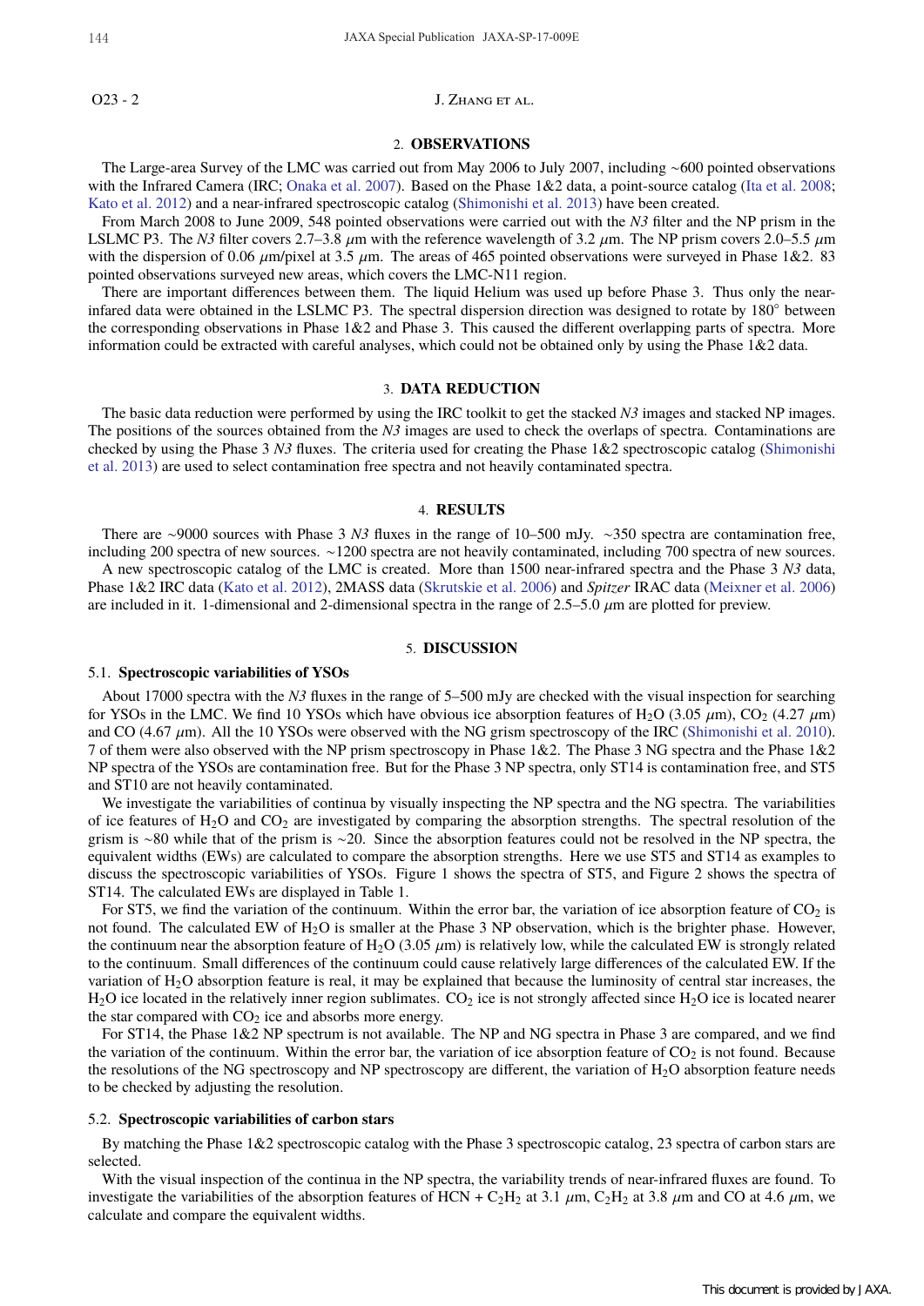## 2. OBSERVATIONS

The Large-area Survey of the LMC was carried out from May 2006 to July 2007, including ~600 pointed observations with the Infrared Camera (IRC; Onaka et al. 2007). Based on the Phase 1&2 data, a point-source catalog (Ita et al. 2008; Kato et al. 2012) and a near-infrared spectroscopic catalog (Shimonishi et al. 2013) have been created.

From March 2008 to June 2009, 548 pointed observations were carried out with the *N3* filter and the NP prism in the LSLMC P3. The *N3* filter covers 2.7–3.8 $\mu$m with the reference wavelength of 3.2 $\mu$m. The NP prism covers 2.0–5.5 $\mu$m with the dispersion of 0.06 $\mu$m/pixel at 3.5 $\mu$m. The areas of 465 pointed observations were surveyed in Phase 1&2. 83 pointed observations surveyed new areas, which covers the LMC-N11 region.

There are important differences between them. The liquid Helium was used up before Phase 3. Thus only the near-infared data were obtained in the LSLMC P3. The spectral dispersion direction was designed to rotate by 180° between the corresponding observations in Phase 1&2 and Phase 3. This caused the different overlapping parts of spectra. More information could be extracted with careful analyses, which could not be obtained only by using the Phase 1&2 data.

## 3. DATA REDUCTION

The basic data reduction were performed by using the IRC toolkit to get the stacked *N3* images and stacked NP images. The positions of the sources obtained from the *N3* images are used to check the overlaps of spectra. Contaminations are checked by using the Phase 3 *N3* fluxes. The criteria used for creating the Phase 1&2 spectroscopic catalog (Shimonishi et al. 2013) are used to select contamination free spectra and not heavily contaminated spectra.

## 4. RESULTS

There are ~9000 sources with Phase 3 *N3* fluxes in the range of 10–500 mJy. ~350 spectra are contamination free, including 200 spectra of new sources. ~1200 spectra are not heavily contaminated, including 700 spectra of new sources.

A new spectroscopic catalog of the LMC is created. More than 1500 near-infrared spectra and the Phase 3 *N3* data, Phase 1&2 IRC data (Kato et al. 2012), 2MASS data (Skrutskie et al. 2006) and *Spitzer* IRAC data (Meixner et al. 2006) are included in it. 1-dimensional and 2-dimensional spectra in the range of 2.5–5.0 $\mu$m are plotted for preview.

## 5. DISCUSSION

### 5.1. Spectroscopic variabilities of YSOs

About 17000 spectra with the *N3* fluxes in the range of 5–500 mJy are checked with the visual inspection for searching for YSOs in the LMC. We find 10 YSOs which have obvious ice absorption features of $H_2O$ (3.05 $\mu$m), $CO_2$ (4.27 $\mu$m) and CO (4.67 $\mu$m). All the 10 YSOs were observed with the NG grism spectroscopy of the IRC (Shimonishi et al. 2010). 7 of them were also observed with the NP prism spectroscopy in Phase 1&2. The Phase 3 NG spectra and the Phase 1&2 NP spectra of the YSOs are contamination free. But for the Phase 3 NP spectra, only ST14 is contamination free, and ST5 and ST10 are not heavily contaminated.

We investigate the variabilities of continua by visually inspecting the NP spectra and the NG spectra. The variabilities of ice features of $H_2O$ and $CO_2$ are investigated by comparing the absorption strengths. The spectral resolution of the grism is ~80 while that of the prism is ~20. Since the absorption features could not be resolved in the NP spectra, the equivalent widths (EWs) are calculated to compare the absorption strengths. Here we use ST5 and ST14 as examples to discuss the spectroscopic variabilities of YSOs. Figure 1 shows the spectra of ST5, and Figure 2 shows the spectra of ST14. The calculated EWs are displayed in Table 1.

For ST5, we find the variation of the continuum. Within the error bar, the variation of ice absorption feature of $CO_2$ is not found. The calculated EW of $H_2O$ is smaller at the Phase 3 NP observation, which is the brighter phase. However, the continuum near the absorption feature of $H_2O$ (3.05 $\mu$m) is relatively low, while the calculated EW is strongly related to the continuum. Small differences of the continuum could cause relatively large differences of the calculated EW. If the variation of $H_2O$ absorption feature is real, it may be explained that because the luminosity of central star increases, the $H_2O$ ice located in the relatively inner region sublimates. $CO_2$ ice is not strongly affected since $H_2O$ ice is located nearer the star compared with $CO_2$ ice and absorbs more energy.

For ST14, the Phase 1&2 NP spectrum is not available. The NP and NG spectra in Phase 3 are compared, and we find the variation of the continuum. Within the error bar, the variation of ice absorption feature of $CO_2$ is not found. Because the resolutions of the NG spectroscopy and NP spectroscopy are different, the variation of $H_2O$ absorption feature needs to be checked by adjusting the resolution.

### 5.2. Spectroscopic variabilities of carbon stars

By matching the Phase 1&2 spectroscopic catalog with the Phase 3 spectroscopic catalog, 23 spectra of carbon stars are selected.

With the visual inspection of the continua in the NP spectra, the variability trends of near-infrared fluxes are found. To investigate the variabilities of the absorption features of HCN + $C_2H_2$ at 3.1 $\mu$m, $C_2H_2$ at 3.8 $\mu$m and CO at 4.6 $\mu$m, we calculate and compare the equivalent widths.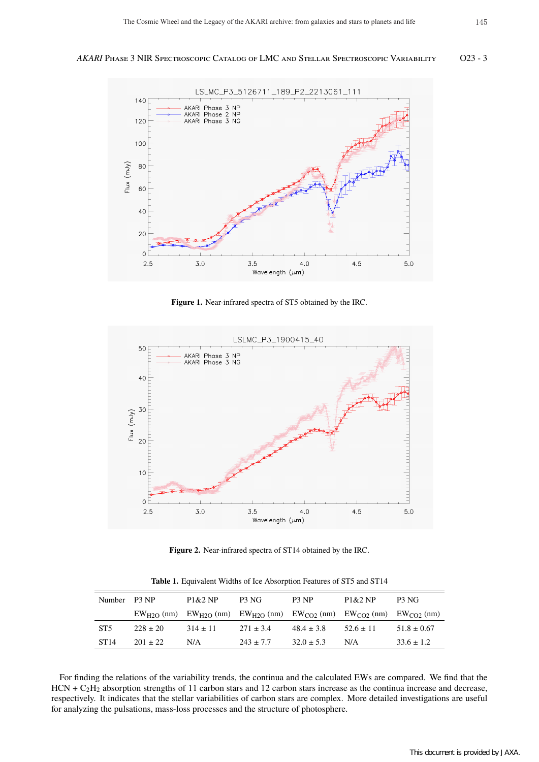**Figure 1.** Near-infrared spectra of ST5 obtained by the IRC.

**Figure 2.** Near-infrared spectra of ST14 obtained by the IRC.

**Table 1.** Equivalent Widths of Ice Absorption Features of ST5 and ST14

| Number | P3 NP $EW_{H2O}$ (nm) | P1&2 NP $EW_{H2O}$ (nm) | P3 NG $EW_{H2O}$ (nm) | P3 NP $EW_{CO2}$ (nm) | P1&2 NP $EW_{CO2}$ (nm) | P3 NG $EW_{CO2}$ (nm) |
|---|---|---|---|---|---|---|
| ST5 | 228 ± 20 | 314 ± 11 | 271 ± 3.4 | 48.4 ± 3.8 | 52.6 ± 11 | 51.8 ± 0.67 |
| ST14 | 201 ± 22 | N/A | 243 ± 7.7 | 32.0 ± 5.3 | N/A | 33.6 ± 1.2 |

For finding the relations of the variability trends, the continua and the calculated EWs are compared. We find that the HCN + $C_2H_2$ absorption strengths of 11 carbon stars and 12 carbon stars increase as the continua increase and decrease, respectively. It indicates that the stellar variabilities of carbon stars are complex. More detailed investigations are useful for analyzing the pulsations, mass-loss processes and the structure of photosphere.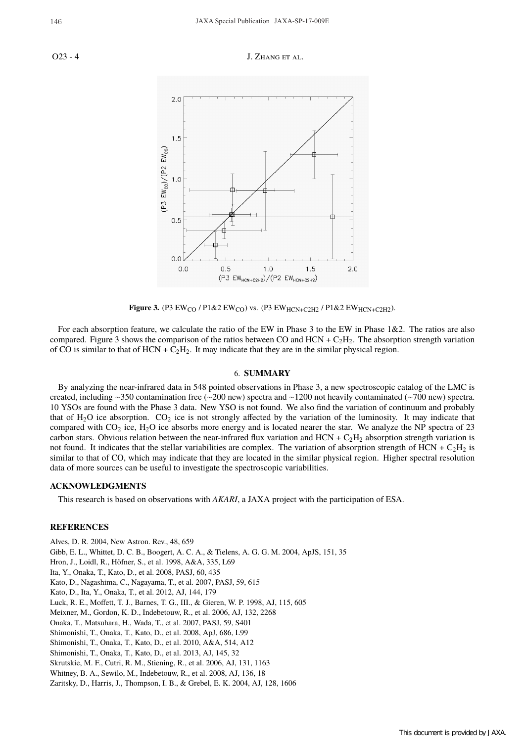2.0
1.5
1.0
0.5
0.0
0.0 0.5 1.0 1.5 2.0
(P3 $EW_{CO}$)/(P2 $EW_{CO}$)
(P3 $EW_{HCN+C2H2}$)/(P2 $EW_{HCN+C2H2}$)

**Figure 3.** (P3 $EW_{CO}$ / P1&2 $EW_{CO}$) vs. (P3 $EW_{HCN+C2H2}$ / P1&2 $EW_{HCN+C2H2}$).

For each absorption feature, we calculate the ratio of the EW in Phase 3 to the EW in Phase 1&2. The ratios are also compared. Figure 3 shows the comparison of the ratios between CO and HCN + $C_2H_2$. The absorption strength variation of CO is similar to that of HCN + $C_2H_2$. It may indicate that they are in the similar physical region.

## 6. SUMMARY

By analyzing the near-infrared data in 548 pointed observations in Phase 3, a new spectroscopic catalog of the LMC is created, including ∼350 contamination free (∼200 new) spectra and ∼1200 not heavily contaminated (∼700 new) spectra. 10 YSOs are found with the Phase 3 data. New YSO is not found. We also find the variation of continuum and probably that of $H_2O$ ice absorption. $CO_2$ ice is not strongly affected by the variation of the luminosity. It may indicate that compared with $CO_2$ ice, $H_2O$ ice absorbs more energy and is located nearer the star. We analyze the NP spectra of 23 carbon stars. Obvious relation between the near-infrared flux variation and HCN + $C_2H_2$ absorption strength variation is not found. It indicates that the stellar variabilities are complex. The variation of absorption strength of HCN + $C_2H_2$ is similar to that of CO, which may indicate that they are located in the similar physical region. Higher spectral resolution data of more sources can be useful to investigate the spectroscopic variabilities.

## ACKNOWLEDGMENTS

This research is based on observations with *AKARI*, a JAXA project with the participation of ESA.

## REFERENCES

Alves, D. R. 2004, New Astron. Rev., 48, 659
Gibb, E. L., Whittet, D. C. B., Boogert, A. C. A., & Tielens, A. G. G. M. 2004, ApJS, 151, 35
Hron, J., Loidl, R., Höfner, S., et al. 1998, A&A, 335, L69
Ita, Y., Onaka, T., Kato, D., et al. 2008, PASJ, 60, 435
Kato, D., Nagashima, C., Nagayama, T., et al. 2007, PASJ, 59, 615
Kato, D., Ita, Y., Onaka, T., et al. 2012, AJ, 144, 179
Luck, R. E., Moffett, T. J., Barnes, T. G., III., & Gieren, W. P. 1998, AJ, 115, 605
Meixner, M., Gordon, K. D., Indebetouw, R., et al. 2006, AJ, 132, 2268
Onaka, T., Matsuhara, H., Wada, T., et al. 2007, PASJ, 59, S401
Shimonishi, T., Onaka, T., Kato, D., et al. 2008, ApJ, 686, L99
Shimonishi, T., Onaka, T., Kato, D., et al. 2010, A&A, 514, A12
Shimonishi, T., Onaka, T., Kato, D., et al. 2013, AJ, 145, 32
Skrutskie, M. F., Cutri, R. M., Stiening, R., et al. 2006, AJ, 131, 1163
Whitney, B. A., Sewilo, M., Indebetouw, R., et al. 2008, AJ, 136, 18
Zaritsky, D., Harris, J., Thompson, I. B., & Grebel, E. K. 2004, AJ, 128, 1606